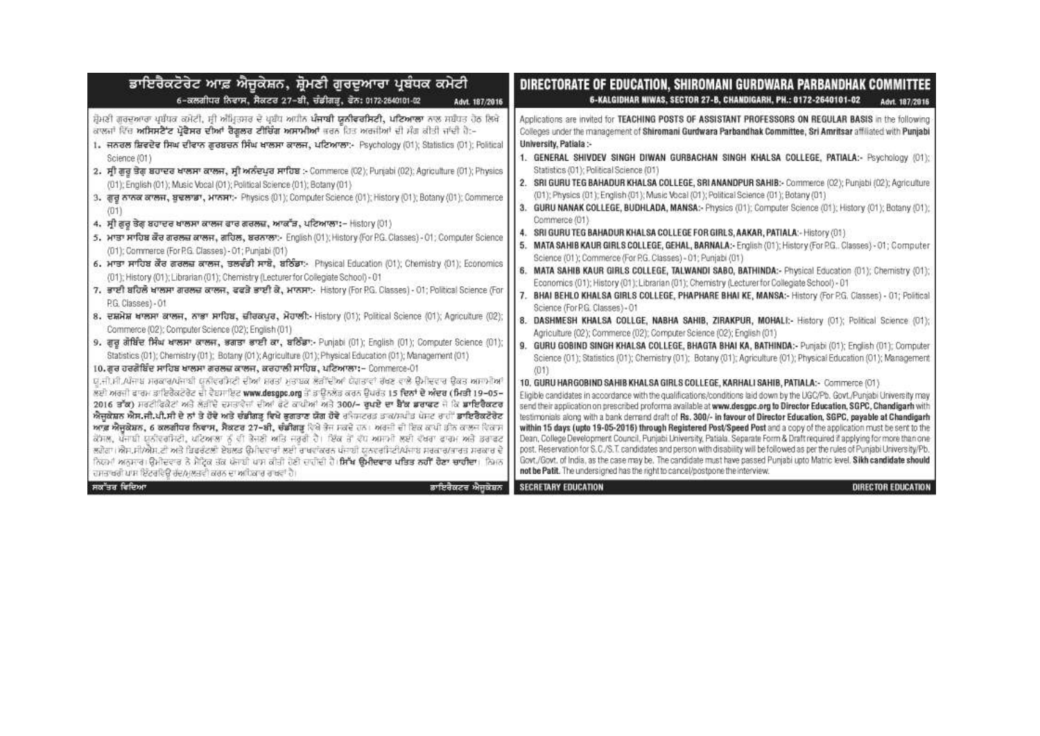# ਡਾਇਰੈਕਟੋਰੇਟ ਆਫ਼ ਐਜੂਕੇਸ਼ਨ, ਸ਼੍ਰੋਮਣੀ ਗੁਰਦੁਆਰਾ ਪ੍ਰਬੰਧਕ ਕਮੇਟੀ

6-ਕਲਗੀਧਰ ਨਿਵਾਸ, ਸੈਕਟਰ 27-ਬੀ, ਚੰਡੀਗੜ੍ਹ, ਫੋਨ: 0172-2640101-02 Advt. 187/2016

ਸ਼੍ਰੋਮਣੀ ਗੁਰਦੁਆਰਾ ਪ੍ਰਬੰਧਕ ਕਮੇਟੀ, ਸ੍ਰੀ ਅੰਮ੍ਰਿਤਸਰ ਦੇ ਪ੍ਰਬੰਧ ਅਧੀਨ **ਪੰਜਾਬੀ ਯੂਨੀਵਰਸਿਟੀ, ਪਟਿਆਲਾ** ਨਾਲ ਸਬੰਧਤ ਹੇਠ ਲਿਖੇ ਕਾਲਜਾਂ ਵਿੱਚ **ਅਸਿਸਟੈਂਟ ਪ੍ਰੋਫੈਸਰ ਦੀਆਂ ਰੈਗੂਲਰ ਟੀਚਿੰਗ ਅਸਾਮੀਆਂ** ਭਰਨ ਹਿਤ ਅਰਜ਼ੀਆਂ ਦੀ ਮੰਗ ਕੀਤੀ ਜਾਂਦੀ ਹੈ:-

1. **ਜਨਰਲ ਸ਼ਿਵਦੇਵ ਸਿੰਘ ਦੀਵਾਨ ਗੁਰਬਚਨ ਸਿੰਘ ਖਾਲਸਾ ਕਾਲਜ, ਪਟਿਆਲਾ:-** Psychology (01); Statistics (01); Political Science (01)
2. **ਸ੍ਰੀ ਗੁਰੂ ਤੇਗ ਬਹਾਦਰ ਖਾਲਸਾ ਕਾਲਜ, ਸ੍ਰੀ ਅਨੰਦਪੁਰ ਸਾਹਿਬ :-** Commerce (02); Punjabi (02); Agriculture (01); Physics (01); English (01); Music Vocal (01); Political Science (01); Botany (01)
3. **ਗੁਰੂ ਨਾਨਕ ਕਾਲਜ, ਬੁਢਲਾਡਾ, ਮਾਨਸਾ:-** Physics (01); Computer Science (01); History (01); Botany (01); Commerce (01)
4. **ਸ੍ਰੀ ਗੁਰੂ ਤੇਗ ਬਹਾਦਰ ਖਾਲਸਾ ਕਾਲਜ ਫਾਰ ਗਰਲਜ਼, ਆਕੜ, ਪਟਿਆਲਾ:-** History (01)
5. **ਮਾਤਾ ਸਾਹਿਬ ਕੌਰ ਗਰਲਜ਼ ਕਾਲਜ, ਗਹਿਲ, ਬਰਨਾਲਾ:-** English (01); History (For P.G. Classes) - 01; Computer Science (01); Commerce (For P.G. Classes) - 01; Punjabi (01)
6. **ਮਾਤਾ ਸਾਹਿਬ ਕੌਰ ਗਰਲਜ਼ ਕਾਲਜ, ਤਲਵੰਡੀ ਸਾਬੋ, ਬਠਿੰਡਾ:-** Physical Education (01); Chemistry (01); Economics (01); History (01); Librarian (01); Chemistry (Lecturer for Collegiate School) - 01
7. **ਭਾਈ ਬਹਿਲੋ ਖਾਲਸਾ ਗਰਲਜ਼ ਕਾਲਜ, ਫਫੜੇ ਭਾਈ ਕੇ, ਮਾਨਸਾ:-** History (For P.G. Classes) - 01; Political Science (For P.G. Classes) - 01
8. **ਦਸ਼ਮੇਸ਼ ਖਾਲਸਾ ਕਾਲਜ, ਨਾਭਾ ਸਾਹਿਬ, ਜ਼ੀਰਕਪੁਰ, ਮੋਹਾਲੀ:-** History (01); Political Science (01); Agriculture (02); Commerce (02); Computer Science (02); English (01)
9. **ਗੁਰੂ ਗੋਬਿੰਦ ਸਿੰਘ ਖਾਲਸਾ ਕਾਲਜ, ਭਗਤਾ ਭਾਈ ਕਾ, ਬਠਿੰਡਾ:-** Punjabi (01); English (01); Computer Science (01); Statistics (01); Chemistry (01); Botany (01); Agriculture (01); Physical Education (01); Management (01)
10. **ਗੁਰੂ ਹਰਗੋਬਿੰਦ ਸਾਹਿਬ ਖਾਲਸਾ ਗਰਲਜ਼ ਕਾਲਜ, ਕਰਹਾਲੀ ਸਾਹਿਬ, ਪਟਿਆਲਾ:-** Commerce-01

ਯੂ.ਜੀ.ਸੀ./ਪੰਜਾਬ ਸਰਕਾਰ/ਪੰਜਾਬੀ ਯੂਨੀਵਰਸਿਟੀ ਦੀਆਂ ਸ਼ਰਤਾਂ ਮੁਤਾਬਕ ਲੋੜੀਂਦੀਆਂ ਯੋਗਤਾਵਾਂ ਰੱਖਣ ਵਾਲੇ ਉਮੀਦਵਾਰ ਉਕਤ ਅਸਾਮੀਆਂ ਲਈ ਅਰਜ਼ੀ ਫਾਰਮ ਡਾਇਰੈਕਟੋਰੇਟ ਦੀ ਵੈਬਸਾਈਟ **www.desgpc.org** ਤੋਂ ਡਾਊਨਲੋਡ ਕਰਨ ਉਪਰੰਤ **15 ਦਿਨਾਂ ਦੇ ਅੰਦਰ (ਮਿਤੀ 19-05-2016 ਤੱਕ)** ਸਰਟੀਫਿਕੇਟਾਂ ਅਤੇ ਲੋੜੀਂਦੇ ਦਸਤਾਵੇਜ਼ਾਂ ਦੀਆਂ ਫੋਟੋ ਕਾਪੀਆਂ ਅਤੇ 300/- **ਰੁਪਏ ਦਾ ਬੈਂਕ ਡਰਾਫਟ** ਜੋ ਕਿ **ਡਾਇਰੈਕਟਰ ਐਜੂਕੇਸ਼ਨ ਐਸ.ਜੀ.ਪੀ.ਸੀ ਦੇ ਨਾਂ ਤੇ ਹੋਵੇ ਅਤੇ ਚੰਡੀਗੜ੍ਹ ਵਿਖੇ ਭੁਗਤਾਣ ਯੋਗ ਹੋਵੇ** ਰਜਿਸਟਰਡ ਡਾਕ/ਸਪੀਡ ਪੋਸਟ ਰਾਹੀਂ **ਡਾਇਰੈਕਟੋਰੇਟ ਆਫ਼ ਐਜੂਕੇਸ਼ਨ, 6 ਕਲਗੀਧਰ ਨਿਵਾਸ, ਸੈਕਟਰ 27-ਬੀ, ਚੰਡੀਗੜ੍ਹ** ਵਿਖੇ ਭੇਜ ਸਕਦੇ ਹਨ। ਅਰਜ਼ੀ ਦੀ ਇਕ ਕਾਪੀ ਡੀਨ ਕਾਲਜ ਵਿਕਾਸ ਕੌਂਸਲ, ਪੰਜਾਬੀ ਯੂਨੀਵਰਸਿਟੀ, ਪਟਿਆਲਾ ਨੂੰ ਵੀ ਭੇਜਣੀ ਅਤਿ ਜ਼ਰੂਰੀ ਹੈ। ਇੱਕ ਤੋਂ ਵੱਧ ਅਸਾਮੀ ਲਈ ਵੱਖਰਾ ਫਾਰਮ ਅਤੇ ਡਰਾਫਟ ਲੱਗੇਗਾ। ਐਸ.ਸੀ/ਐਸ.ਟੀ ਅਤੇ ਡਿਸਏਬਲਡ ਉਮੀਦਵਾਰਾਂ ਲਈ ਰਾਖਵਾਂਕਰਨ ਪੰਜਾਬੀ ਯੂਨੀਵਰਸਿਟੀ/ਪੰਜਾਬ ਸਰਕਾਰ/ਭਾਰਤ ਸਰਕਾਰ ਦੇ ਨਿਯਮਾਂ ਅਨੁਸਾਰ। ਉਮੀਦਵਾਰ ਨੇ ਮੈਟ੍ਰਿਕ ਤੱਕ ਪੰਜਾਬੀ ਪਾਸ ਕੀਤੀ ਹੋਣੀ ਚਾਹੀਦੀ ਹੈ। **ਸਿੱਖ ਉਮੀਦਵਾਰ ਪਤਿਤ ਨਹੀਂ ਹੋਣਾ ਚਾਹੀਦਾ।** ਹਿਠ ਹਸਤਾਖਰੀ ਪਾਸ ਇੰਟਰਵਿਊ ਰੱਦ/ਮੁਲਤਵੀ ਕਰਨ ਦਾ ਅਧਿਕਾਰ ਰਾਖਵਾਂ ਹੈ।

ਸਕੱਤਰ ਵਿਦਿਆ — ਡਾਇਰੈਕਟਰ ਐਜੂਕੇਸ਼ਨ

# DIRECTORATE OF EDUCATION, SHIROMANI GURDWARA PARBANDHAK COMMITTEE

6-KALGIDHAR NIWAS, SECTOR 27-B, CHANDIGARH, PH.: 0172-2640101-02 Advt. 187/2016

Applications are invited for **TEACHING POSTS OF ASSISTANT PROFESSORS ON REGULAR BASIS** in the following Colleges under the management of **Shiromani Gurdwara Parbandhak Committee, Sri Amritsar** affiliated with **Punjabi University, Patiala :-**

1. **GENERAL SHIVDEV SINGH DIWAN GURBACHAN SINGH KHALSA COLLEGE, PATIALA:-** Psychology (01); Statistics (01); Political Science (01)
2. **SRI GURU TEG BAHADUR KHALSA COLLEGE, SRI ANANDPUR SAHIB:-** Commerce (02); Punjabi (02); Agriculture (01); Physics (01); English (01); Music Vocal (01); Political Science (01); Botany (01)
3. **GURU NANAK COLLEGE, BUDHLADA, MANSA:-** Physics (01); Computer Science (01); History (01); Botany (01); Commerce (01)
4. **SRI GURU TEG BAHADUR KHALSA COLLEGE FOR GIRLS, AAKAR, PATIALA:-** History (01)
5. **MATA SAHIB KAUR GIRLS COLLEGE, GEHAL, BARNALA:-** English (01); History (For P.G.. Classes) - 01; Computer Science (01); Commerce (For P.G. Classes) - 01; Punjabi (01)
6. **MATA SAHIB KAUR GIRLS COLLEGE, TALWANDI SABO, BATHINDA:-** Physical Education (01); Chemistry (01); Economics (01); History (01); Librarian (01); Chemistry (Lecturer for Collegiate School) - 01
7. **BHAI BEHLO KHALSA GIRLS COLLEGE, PHAPHARE BHAI KE, MANSA:-** History (For P.G. Classes) - 01; Political Science (For P.G. Classes) - 01
8. **DASHMESH KHALSA COLLGE, NABHA SAHIB, ZIRAKPUR, MOHALI:-** History (01); Political Science (01); Agriculture (02); Commerce (02); Computer Science (02); English (01)
9. **GURU GOBIND SINGH KHALSA COLLEGE, BHAGTA BHAI KA, BATHINDA:-** Punjabi (01); English (01); Computer Science (01); Statistics (01); Chemistry (01); Botany (01); Agriculture (01); Physical Education (01); Management (01)
10. **GURU HARGOBIND SAHIB KHALSA GIRLS COLLEGE, KARHALI SAHIB, PATIALA:-** Commerce (01)

Eligible candidates in accordance with the qualifications/conditions laid down by the UGC/Pb. Govt./Punjabi University may send their application on prescribed proforma available at **www.desgpc.org** to **Director Education, SGPC, Chandigarh** with testimonials along with a bank demand draft of **Rs. 300/- in favour of Director Education, SGPC, payable at Chandigarh within 15 days (upto 19-05-2016) through Registered Post/Speed Post** and a copy of the application must be sent to the Dean, College Development Council, Punjabi University, Patiala. Separate Form & Draft required if applying for more than one post. Reservation for S.C./S.T. candidates and person with disability will be followed as per the rules of Punjabi University/Pb. Govt./Govt. of India, as the case may be. The candidate must have passed Punjabi upto Matric level. **Sikh candidate should not be Patit.** The undersigned has the right to cancel/postpone the interview.

SECRETARY EDUCATION — DIRECTOR EDUCATION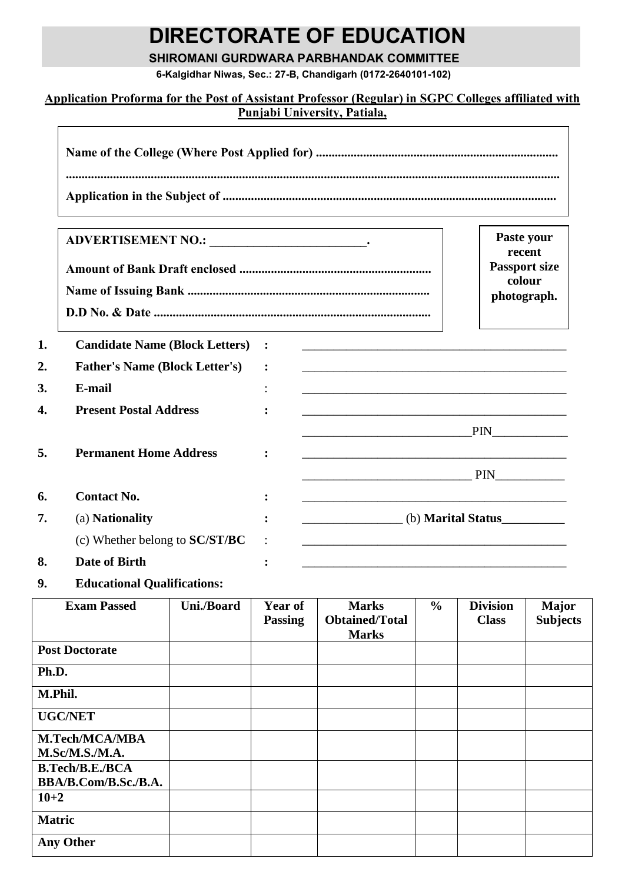# DIRECTORATE OF EDUCATION

**SHIROMANI GURDWARA PARBHANDAK COMMITTEE**

**6-Kalgidhar Niwas, Sec.: 27-B, Chandigarh (0172-2640101-102)**

**Application Proforma for the Post of Assistant Professor (Regular) in SGPC Colleges affiliated with Punjabi University, Patiala,**

**Name of the College (Where Post Applied for) ..............................................................................**

**.........................................................................................................................................................**

**Application in the Subject of ..........................................................................................................**

**ADVERTISEMENT NO.: \_\_\_\_\_\_\_\_\_\_\_\_\_\_\_\_\_\_\_\_\_\_\_\_\_.**

**Amount of Bank Draft enclosed ..............................................................**

**Name of Issuing Bank ..............................................................................**

**D.D No. & Date ..........................................................................................**

**Paste your recent Passport size colour photograph.**

1. **Candidate Name (Block Letters)** : \_\_\_\_\_\_\_\_\_\_\_\_\_\_\_\_\_\_\_\_\_\_\_\_\_\_\_\_\_\_\_\_\_\_\_\_\_\_\_\_\_\_\_\_
2. **Father's Name (Block Letter's)** : \_\_\_\_\_\_\_\_\_\_\_\_\_\_\_\_\_\_\_\_\_\_\_\_\_\_\_\_\_\_\_\_\_\_\_\_\_\_\_\_\_\_\_\_
3. **E-mail** : \_\_\_\_\_\_\_\_\_\_\_\_\_\_\_\_\_\_\_\_\_\_\_\_\_\_\_\_\_\_\_\_\_\_\_\_\_\_\_\_\_\_\_\_
4. **Present Postal Address** : \_\_\_\_\_\_\_\_\_\_\_\_\_\_\_\_\_\_\_\_\_\_\_\_\_\_\_\_\_\_\_\_\_\_\_\_\_\_\_\_\_\_\_\_
   \_\_\_\_\_\_\_\_\_\_\_\_\_\_\_\_\_\_\_\_\_\_\_\_\_\_\_PIN\_\_\_\_\_\_\_\_\_\_\_\_
5. **Permanent Home Address** : \_\_\_\_\_\_\_\_\_\_\_\_\_\_\_\_\_\_\_\_\_\_\_\_\_\_\_\_\_\_\_\_\_\_\_\_\_\_\_\_\_\_\_\_
   \_\_\_\_\_\_\_\_\_\_\_\_\_\_\_\_\_\_\_\_\_\_\_\_\_\_\_ PIN\_\_\_\_\_\_\_\_\_\_\_
6. **Contact No.** : \_\_\_\_\_\_\_\_\_\_\_\_\_\_\_\_\_\_\_\_\_\_\_\_\_\_\_\_\_\_\_\_\_\_\_\_\_\_\_\_\_\_\_\_
7. (a) **Nationality** : \_\_\_\_\_\_\_\_\_\_\_\_\_\_\_\_ (b) **Marital Status**\_\_\_\_\_\_\_\_\_\_
   (c) Whether belong to **SC/ST/BC** : \_\_\_\_\_\_\_\_\_\_\_\_\_\_\_\_\_\_\_\_\_\_\_\_\_\_\_\_\_\_\_\_\_\_\_\_\_\_\_\_\_\_\_\_
8. **Date of Birth** : \_\_\_\_\_\_\_\_\_\_\_\_\_\_\_\_\_\_\_\_\_\_\_\_\_\_\_\_\_\_\_\_\_\_\_\_\_\_\_\_\_\_\_\_
9. **Educational Qualifications:**

| Exam Passed | Uni./Board | Year of Passing | Marks Obtained/Total Marks | % | Division Class | Major Subjects |
|---|---|---|---|---|---|---|
| **Post Doctorate** | | | | | | |
| **Ph.D.** | | | | | | |
| **M.Phil.** | | | | | | |
| **UGC/NET** | | | | | | |
| **M.Tech/MCA/MBA M.Sc/M.S./M.A.** | | | | | | |
| **B.Tech/B.E./BCA BBA/B.Com/B.Sc./B.A.** | | | | | | |
| **10+2** | | | | | | |
| **Matric** | | | | | | |
| **Any Other** | | | | | | |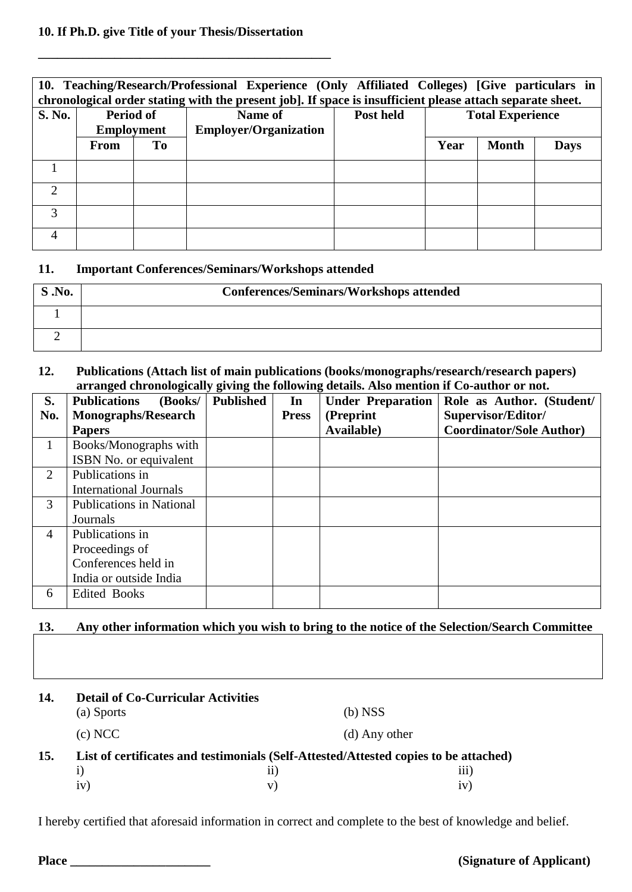**10. If Ph.D. give Title of your Thesis/Dissertation**

_______________________________________________

| **10. Teaching/Research/Professional Experience (Only Affiliated Colleges) [Give particulars in chronological order stating with the present job]. If space is insufficient please attach separate sheet.** | | | | | | | |
|---|---|---|---|---|---|---|---|
| **S. No.** | **Period of Employment** | | **Name of Employer/Organization** | **Post held** | **Total Experience** | | |
| | **From** | **To** | | | **Year** | **Month** | **Days** |
| 1 | | | | | | | |
| 2 | | | | | | | |
| 3 | | | | | | | |
| 4 | | | | | | | |

**11. Important Conferences/Seminars/Workshops attended**

| **S .No.** | **Conferences/Seminars/Workshops attended** |
|---|---|
| 1 | |
| 2 | |

**12. Publications (Attach list of main publications (books/monographs/research/research papers) arranged chronologically giving the following details. Also mention if Co-author or not.**

| **S. No.** | **Publications (Books/ Monographs/Research Papers** | **Published** | **In Press** | **Under Preparation (Preprint Available)** | **Role as Author. (Student/ Supervisor/Editor/ Coordinator/Sole Author)** |
|---|---|---|---|---|---|
| 1 | Books/Monographs with ISBN No. or equivalent | | | | |
| 2 | Publications in International Journals | | | | |
| 3 | Publications in National Journals | | | | |
| 4 | Publications in Proceedings of Conferences held in India or outside India | | | | |
| 6 | Edited Books | | | | |

**13. Any other information which you wish to bring to the notice of the Selection/Search Committee**

**14. Detail of Co-Curricular Activities**

(a) Sports

(b) NSS

(c) NCC

(d) Any other

**15. List of certificates and testimonials (Self-Attested/Attested copies to be attached)**

i)

ii)

iii)

iv)

v)

iv)

I hereby certified that aforesaid information in correct and complete to the best of knowledge and belief.

**Place _____________________**

**(Signature of Applicant)**